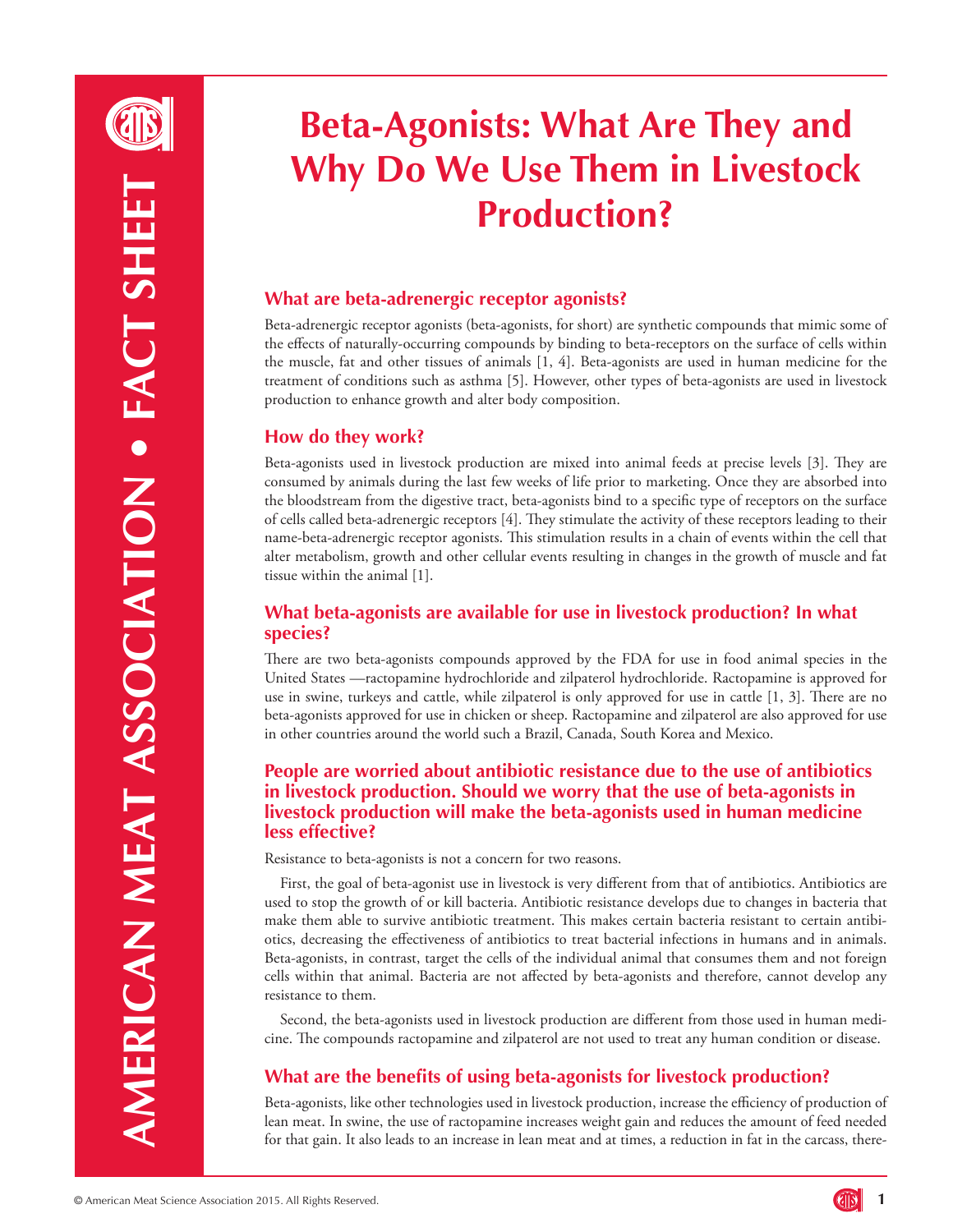# Beta-Agonists: What Are They and Why Do We Use Them in Livestock Production?

## What are beta-adrenergic receptor agonists?

Beta-adrenergic receptor agonists (beta-agonists, for short) are synthetic compounds that mimic some of the effects of naturally-occurring compounds by binding to beta-receptors on the surface of cells within the muscle, fat and other tissues of animals [1, 4]. Beta-agonists are used in human medicine for the treatment of conditions such as asthma [5]. However, other types of beta-agonists are used in livestock production to enhance growth and alter body composition.

## How do they work?

Beta-agonists used in livestock production are mixed into animal feeds at precise levels [3]. They are consumed by animals during the last few weeks of life prior to marketing. Once they are absorbed into the bloodstream from the digestive tract, beta-agonists bind to a specific type of receptors on the surface of cells called beta-adrenergic receptors [4]. They stimulate the activity of these receptors leading to their name-beta-adrenergic receptor agonists. This stimulation results in a chain of events within the cell that alter metabolism, growth and other cellular events resulting in changes in the growth of muscle and fat tissue within the animal [1].

## What beta-agonists are available for use in livestock production? In what species?

There are two beta-agonists compounds approved by the FDA for use in food animal species in the United States —ractopamine hydrochloride and zilpaterol hydrochloride. Ractopamine is approved for use in swine, turkeys and cattle, while zilpaterol is only approved for use in cattle [1, 3]. There are no beta-agonists approved for use in chicken or sheep. Ractopamine and zilpaterol are also approved for use in other countries around the world such a Brazil, Canada, South Korea and Mexico.

## People are worried about antibiotic resistance due to the use of antibiotics in livestock production. Should we worry that the use of beta-agonists in livestock production will make the beta-agonists used in human medicine less effective?

Resistance to beta-agonists is not a concern for two reasons.

First, the goal of beta-agonist use in livestock is very different from that of antibiotics. Antibiotics are used to stop the growth of or kill bacteria. Antibiotic resistance develops due to changes in bacteria that make them able to survive antibiotic treatment. This makes certain bacteria resistant to certain antibiotics, decreasing the effectiveness of antibiotics to treat bacterial infections in humans and in animals. Beta-agonists, in contrast, target the cells of the individual animal that consumes them and not foreign cells within that animal. Bacteria are not affected by beta-agonists and therefore, cannot develop any resistance to them.

Second, the beta-agonists used in livestock production are different from those used in human medicine. The compounds ractopamine and zilpaterol are not used to treat any human condition or disease.

## What are the benefits of using beta-agonists for livestock production?

Beta-agonists, like other technologies used in livestock production, increase the efficiency of production of lean meat. In swine, the use of ractopamine increases weight gain and reduces the amount of feed needed for that gain. It also leads to an increase in lean meat and at times, a reduction in fat in the carcass, there-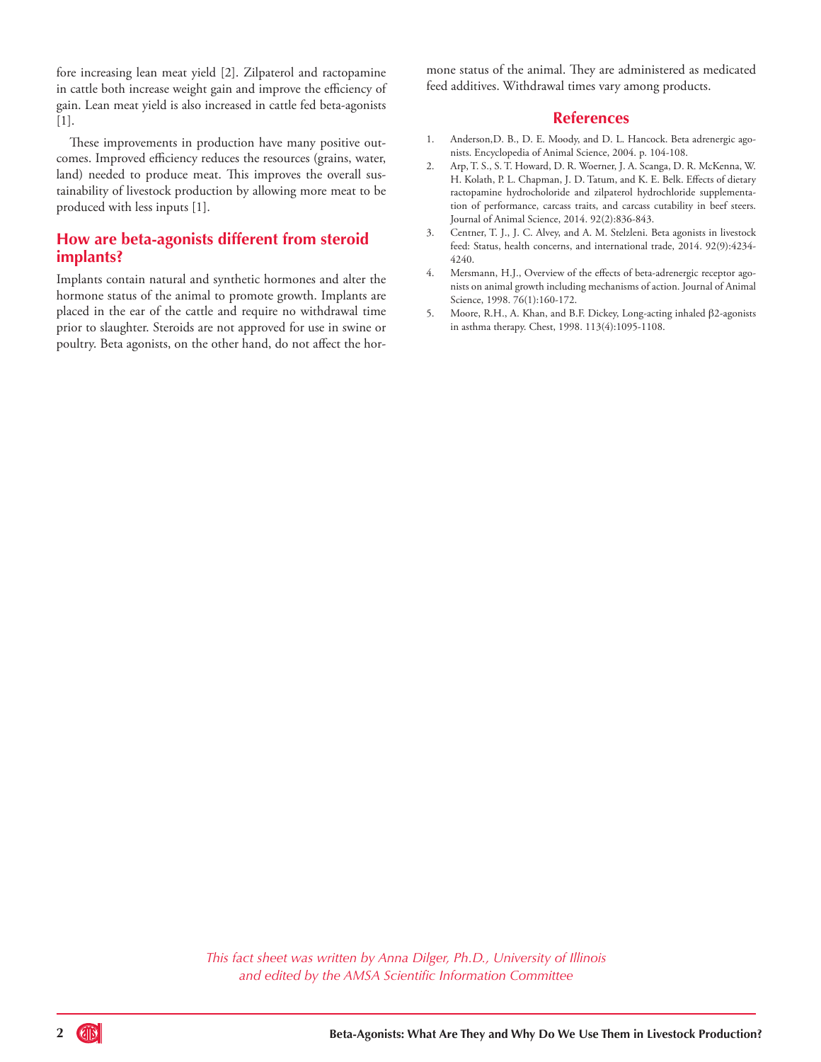fore increasing lean meat yield [2]. Zilpaterol and ractopamine in cattle both increase weight gain and improve the efficiency of gain. Lean meat yield is also increased in cattle fed beta-agonists [1].

These improvements in production have many positive outcomes. Improved efficiency reduces the resources (grains, water, land) needed to produce meat. This improves the overall sustainability of livestock production by allowing more meat to be produced with less inputs [1].

## How are beta-agonists different from steroid implants?

Implants contain natural and synthetic hormones and alter the hormone status of the animal to promote growth. Implants are placed in the ear of the cattle and require no withdrawal time prior to slaughter. Steroids are not approved for use in swine or poultry. Beta agonists, on the other hand, do not affect the hormone status of the animal. They are administered as medicated feed additives. Withdrawal times vary among products.

## References

1. Anderson,D. B., D. E. Moody, and D. L. Hancock. Beta adrenergic agonists. Encyclopedia of Animal Science, 2004. p. 104-108.
2. Arp, T. S., S. T. Howard, D. R. Woerner, J. A. Scanga, D. R. McKenna, W. H. Kolath, P. L. Chapman, J. D. Tatum, and K. E. Belk. Effects of dietary ractopamine hydrocholoride and zilpaterol hydrochloride supplementation of performance, carcass traits, and carcass cutability in beef steers. Journal of Animal Science, 2014. 92(2):836-843.
3. Centner, T. J., J. C. Alvey, and A. M. Stelzleni. Beta agonists in livestock feed: Status, health concerns, and international trade, 2014. 92(9):4234-4240.
4. Mersmann, H.J., Overview of the effects of beta-adrenergic receptor agonists on animal growth including mechanisms of action. Journal of Animal Science, 1998. 76(1):160-172.
5. Moore, R.H., A. Khan, and B.F. Dickey, Long-acting inhaled β2-agonists in asthma therapy. Chest, 1998. 113(4):1095-1108.

*This fact sheet was written by Anna Dilger, Ph.D., University of Illinois and edited by the AMSA Scientific Information Committee*